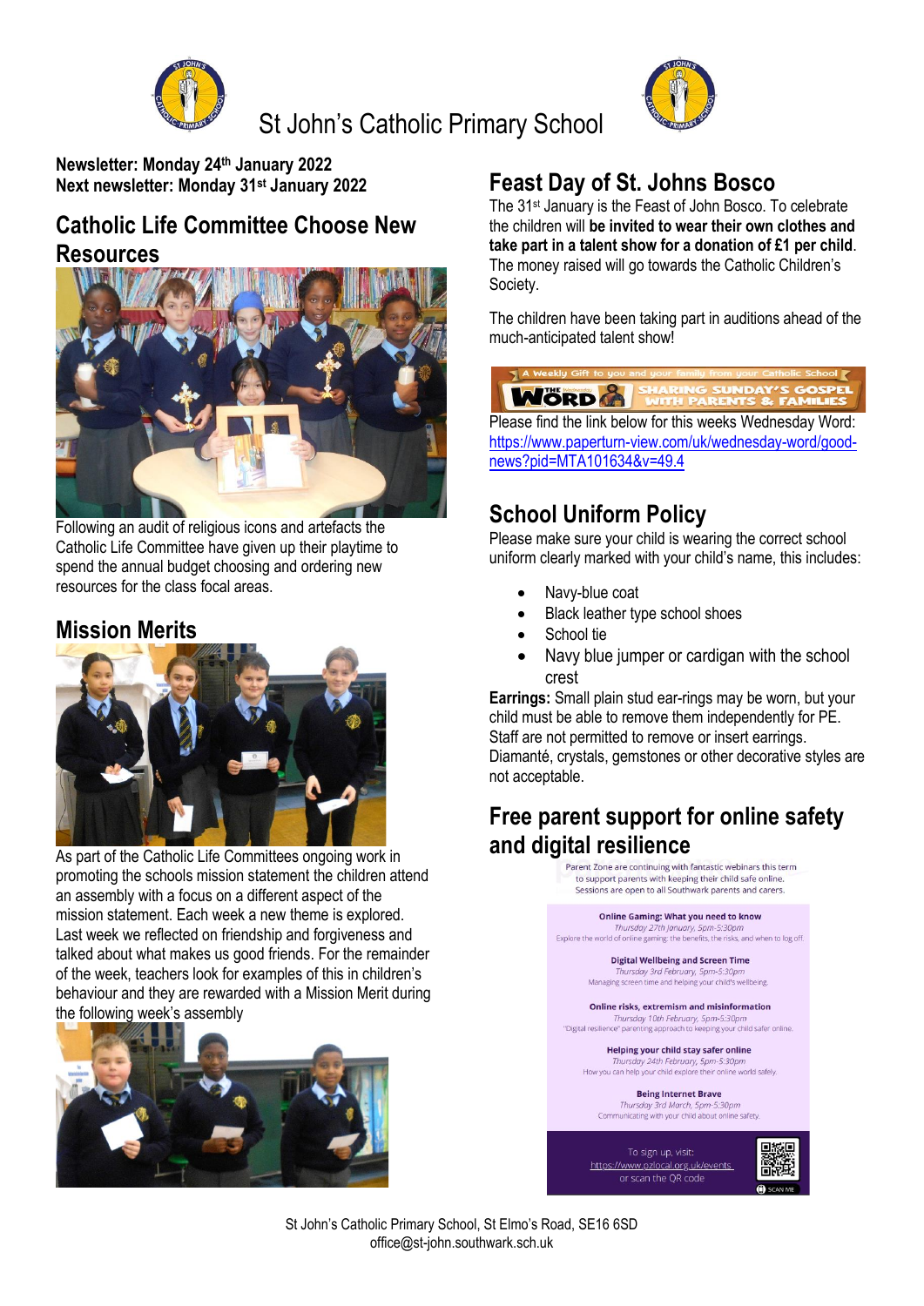# St John's Catholic Primary School

**Newsletter: Monday 24th January 2022**
**Next newsletter: Monday 31st January 2022**

## Catholic Life Committee Choose New Resources

Following an audit of religious icons and artefacts the Catholic Life Committee have given up their playtime to spend the annual budget choosing and ordering new resources for the class focal areas.

## Mission Merits

As part of the Catholic Life Committees ongoing work in promoting the schools mission statement the children attend an assembly with a focus on a different aspect of the mission statement. Each week a new theme is explored. Last week we reflected on friendship and forgiveness and talked about what makes us good friends. For the remainder of the week, teachers look for examples of this in children's behaviour and they are rewarded with a Mission Merit during the following week's assembly

## Feast Day of St. Johns Bosco

The 31st January is the Feast of John Bosco. To celebrate the children will **be invited to wear their own clothes and take part in a talent show for a donation of £1 per child**. The money raised will go towards the Catholic Children's Society.

The children have been taking part in auditions ahead of the much-anticipated talent show!

A Weekly Gift to you and your family from your Catholic School
THE Wednesday WORD — SHARING SUNDAY'S GOSPEL WITH PARENTS & FAMILIES

Please find the link below for this weeks Wednesday Word: https://www.paperturn-view.com/uk/wednesday-word/good-news?pid=MTA101634&v=49.4

## School Uniform Policy

Please make sure your child is wearing the correct school uniform clearly marked with your child's name, this includes:

- Navy-blue coat
- Black leather type school shoes
- School tie
- Navy blue jumper or cardigan with the school crest

**Earrings:** Small plain stud ear-rings may be worn, but your child must be able to remove them independently for PE. Staff are not permitted to remove or insert earrings. Diamanté, crystals, gemstones or other decorative styles are not acceptable.

## Free parent support for online safety and digital resilience

Parent Zone are continuing with fantastic webinars this term to support parents with keeping their child safe online. Sessions are open to all Southwark parents and carers.

**Online Gaming: What you need to know**
*Thursday 27th January, 5pm-5:30pm*
Explore the world of online gaming: the benefits, the risks, and when to log off.

**Digital Wellbeing and Screen Time**
*Thursday 3rd February, 5pm-5:30pm*
Managing screen time and helping your child's wellbeing.

**Online risks, extremism and misinformation**
*Thursday 10th February, 5pm-5:30pm*
"Digital resilience" parenting approach to keeping your child safer online.

**Helping your child stay safer online**
*Thursday 24th February, 5pm-5:30pm*
How you can help your child explore their online world safely.

**Being Internet Brave**
*Thursday 3rd March, 5pm-5:30pm*
Communicating with your child about online safety.

To sign up, visit: https://www.pzlocal.org.uk/events or scan the QR code

SCAN ME

St John's Catholic Primary School, St Elmo's Road, SE16 6SD
office@st-john.southwark.sch.uk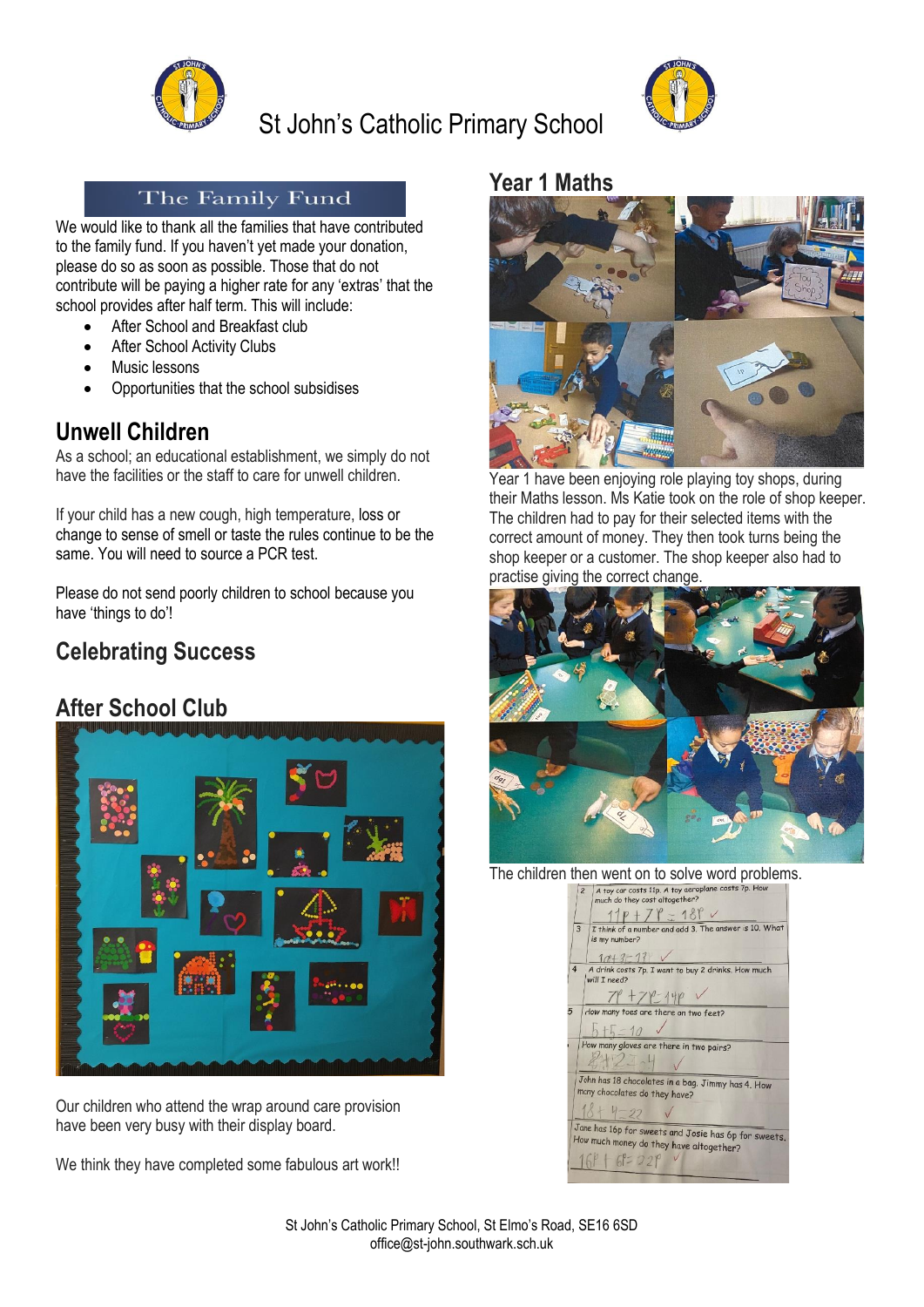# St John's Catholic Primary School

## The Family Fund

We would like to thank all the families that have contributed to the family fund. If you haven't yet made your donation, please do so as soon as possible. Those that do not contribute will be paying a higher rate for any 'extras' that the school provides after half term. This will include:

- After School and Breakfast club
- After School Activity Clubs
- Music lessons
- Opportunities that the school subsidises

## Unwell Children

As a school; an educational establishment, we simply do not have the facilities or the staff to care for unwell children.

If your child has a new cough, high temperature, loss or change to sense of smell or taste the rules continue to be the same. You will need to source a PCR test.

Please do not send poorly children to school because you have 'things to do'!

## Celebrating Success

## After School Club

Our children who attend the wrap around care provision have been very busy with their display board.

We think they have completed some fabulous art work!!

## Year 1 Maths

Year 1 have been enjoying role playing toy shops, during their Maths lesson. Ms Katie took on the role of shop keeper. The children had to pay for their selected items with the correct amount of money. They then took turns being the shop keeper or a customer. The shop keeper also had to practise giving the correct change.

The children then went on to solve word problems.

St John's Catholic Primary School, St Elmo's Road, SE16 6SD
office@st-john.southwark.sch.uk